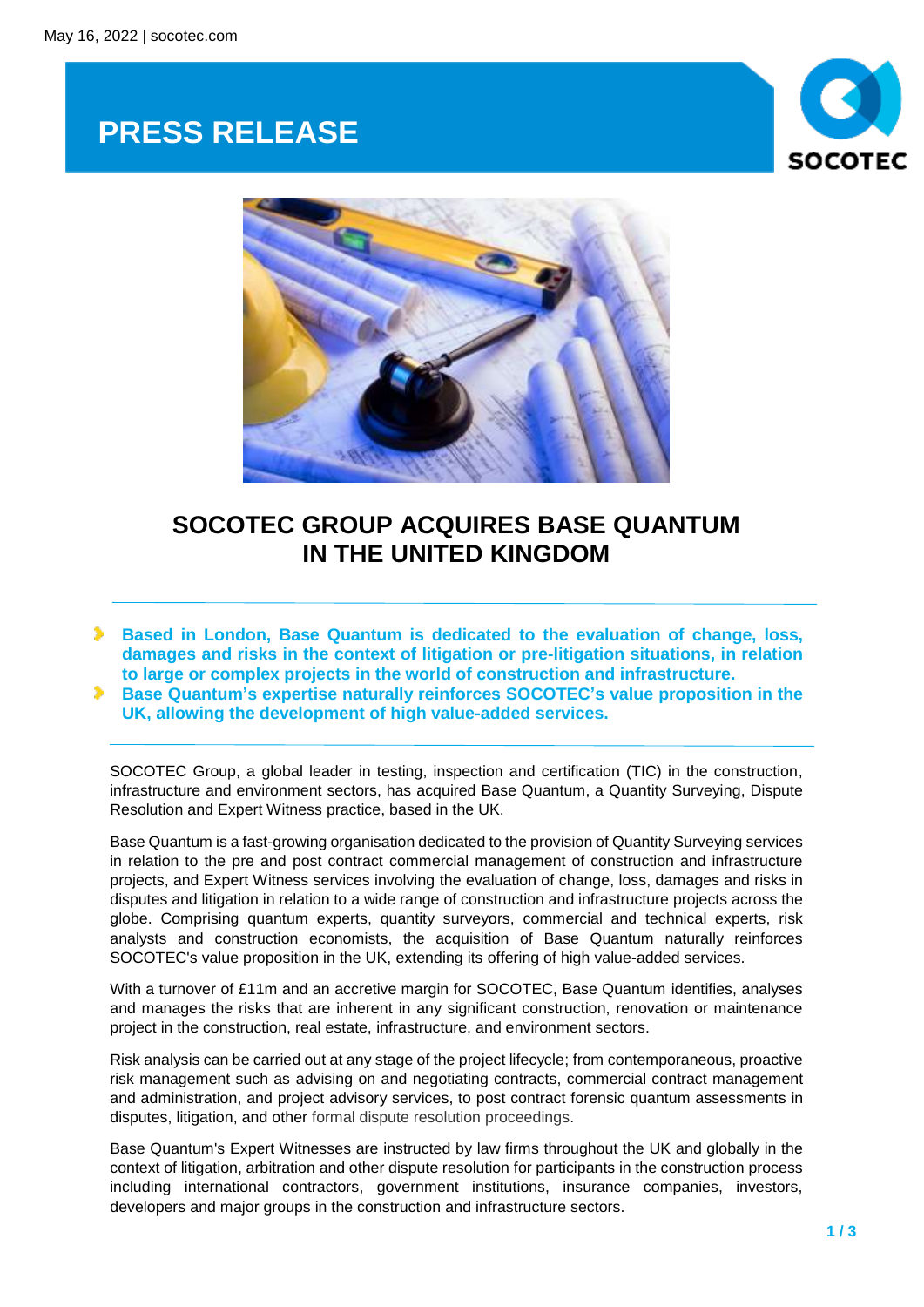May 16, 2022 | socotec.com

# PRESS RELEASE

## SOCOTEC GROUP ACQUIRES BASE QUANTUM IN THE UNITED KINGDOM

- **Based in London, Base Quantum is dedicated to the evaluation of change, loss, damages and risks in the context of litigation or pre-litigation situations, in relation to large or complex projects in the world of construction and infrastructure.**
- **Base Quantum's expertise naturally reinforces SOCOTEC's value proposition in the UK, allowing the development of high value-added services.**

SOCOTEC Group, a global leader in testing, inspection and certification (TIC) in the construction, infrastructure and environment sectors, has acquired Base Quantum, a Quantity Surveying, Dispute Resolution and Expert Witness practice, based in the UK.

Base Quantum is a fast-growing organisation dedicated to the provision of Quantity Surveying services in relation to the pre and post contract commercial management of construction and infrastructure projects, and Expert Witness services involving the evaluation of change, loss, damages and risks in disputes and litigation in relation to a wide range of construction and infrastructure projects across the globe. Comprising quantum experts, quantity surveyors, commercial and technical experts, risk analysts and construction economists, the acquisition of Base Quantum naturally reinforces SOCOTEC's value proposition in the UK, extending its offering of high value-added services.

With a turnover of £11m and an accretive margin for SOCOTEC, Base Quantum identifies, analyses and manages the risks that are inherent in any significant construction, renovation or maintenance project in the construction, real estate, infrastructure, and environment sectors.

Risk analysis can be carried out at any stage of the project lifecycle; from contemporaneous, proactive risk management such as advising on and negotiating contracts, commercial contract management and administration, and project advisory services, to post contract forensic quantum assessments in disputes, litigation, and other formal dispute resolution proceedings.

Base Quantum's Expert Witnesses are instructed by law firms throughout the UK and globally in the context of litigation, arbitration and other dispute resolution for participants in the construction process including international contractors, government institutions, insurance companies, investors, developers and major groups in the construction and infrastructure sectors.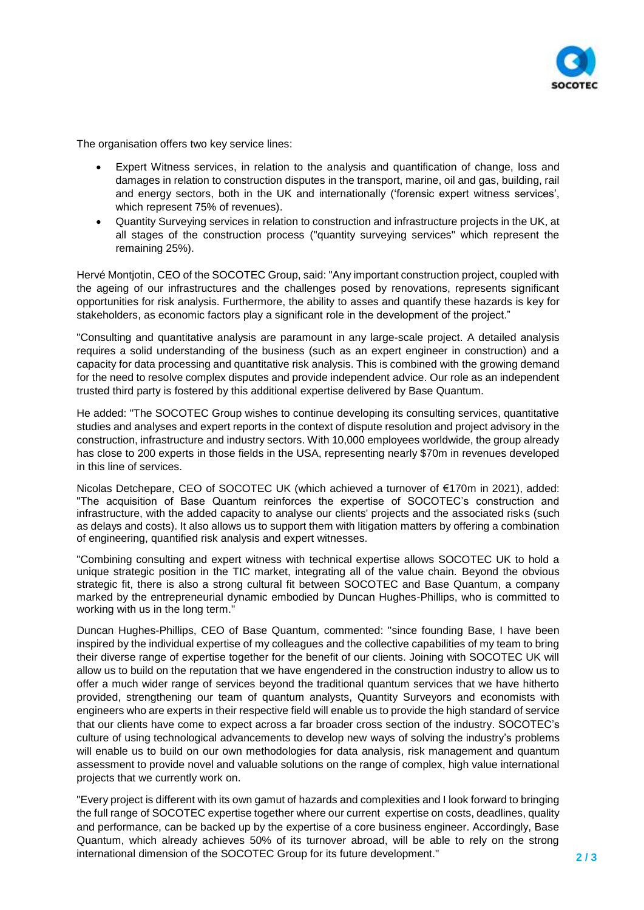The organisation offers two key service lines:

- Expert Witness services, in relation to the analysis and quantification of change, loss and damages in relation to construction disputes in the transport, marine, oil and gas, building, rail and energy sectors, both in the UK and internationally ('forensic expert witness services', which represent 75% of revenues).
- Quantity Surveying services in relation to construction and infrastructure projects in the UK, at all stages of the construction process ("quantity surveying services" which represent the remaining 25%).

Hervé Montjotin, CEO of the SOCOTEC Group, said: "Any important construction project, coupled with the ageing of our infrastructures and the challenges posed by renovations, represents significant opportunities for risk analysis. Furthermore, the ability to asses and quantify these hazards is key for stakeholders, as economic factors play a significant role in the development of the project."

"Consulting and quantitative analysis are paramount in any large-scale project. A detailed analysis requires a solid understanding of the business (such as an expert engineer in construction) and a capacity for data processing and quantitative risk analysis. This is combined with the growing demand for the need to resolve complex disputes and provide independent advice. Our role as an independent trusted third party is fostered by this additional expertise delivered by Base Quantum.

He added: "The SOCOTEC Group wishes to continue developing its consulting services, quantitative studies and analyses and expert reports in the context of dispute resolution and project advisory in the construction, infrastructure and industry sectors. With 10,000 employees worldwide, the group already has close to 200 experts in those fields in the USA, representing nearly $70m in revenues developed in this line of services.

Nicolas Detchepare, CEO of SOCOTEC UK (which achieved a turnover of €170m in 2021), added: "The acquisition of Base Quantum reinforces the expertise of SOCOTEC's construction and infrastructure, with the added capacity to analyse our clients' projects and the associated risks (such as delays and costs). It also allows us to support them with litigation matters by offering a combination of engineering, quantified risk analysis and expert witnesses.

"Combining consulting and expert witness with technical expertise allows SOCOTEC UK to hold a unique strategic position in the TIC market, integrating all of the value chain. Beyond the obvious strategic fit, there is also a strong cultural fit between SOCOTEC and Base Quantum, a company marked by the entrepreneurial dynamic embodied by Duncan Hughes-Phillips, who is committed to working with us in the long term."

Duncan Hughes-Phillips, CEO of Base Quantum, commented: "since founding Base, I have been inspired by the individual expertise of my colleagues and the collective capabilities of my team to bring their diverse range of expertise together for the benefit of our clients. Joining with SOCOTEC UK will allow us to build on the reputation that we have engendered in the construction industry to allow us to offer a much wider range of services beyond the traditional quantum services that we have hitherto provided, strengthening our team of quantum analysts, Quantity Surveyors and economists with engineers who are experts in their respective field will enable us to provide the high standard of service that our clients have come to expect across a far broader cross section of the industry. SOCOTEC's culture of using technological advancements to develop new ways of solving the industry's problems will enable us to build on our own methodologies for data analysis, risk management and quantum assessment to provide novel and valuable solutions on the range of complex, high value international projects that we currently work on.

"Every project is different with its own gamut of hazards and complexities and I look forward to bringing the full range of SOCOTEC expertise together where our current expertise on costs, deadlines, quality and performance, can be backed up by the expertise of a core business engineer. Accordingly, Base Quantum, which already achieves 50% of its turnover abroad, will be able to rely on the strong international dimension of the SOCOTEC Group for its future development."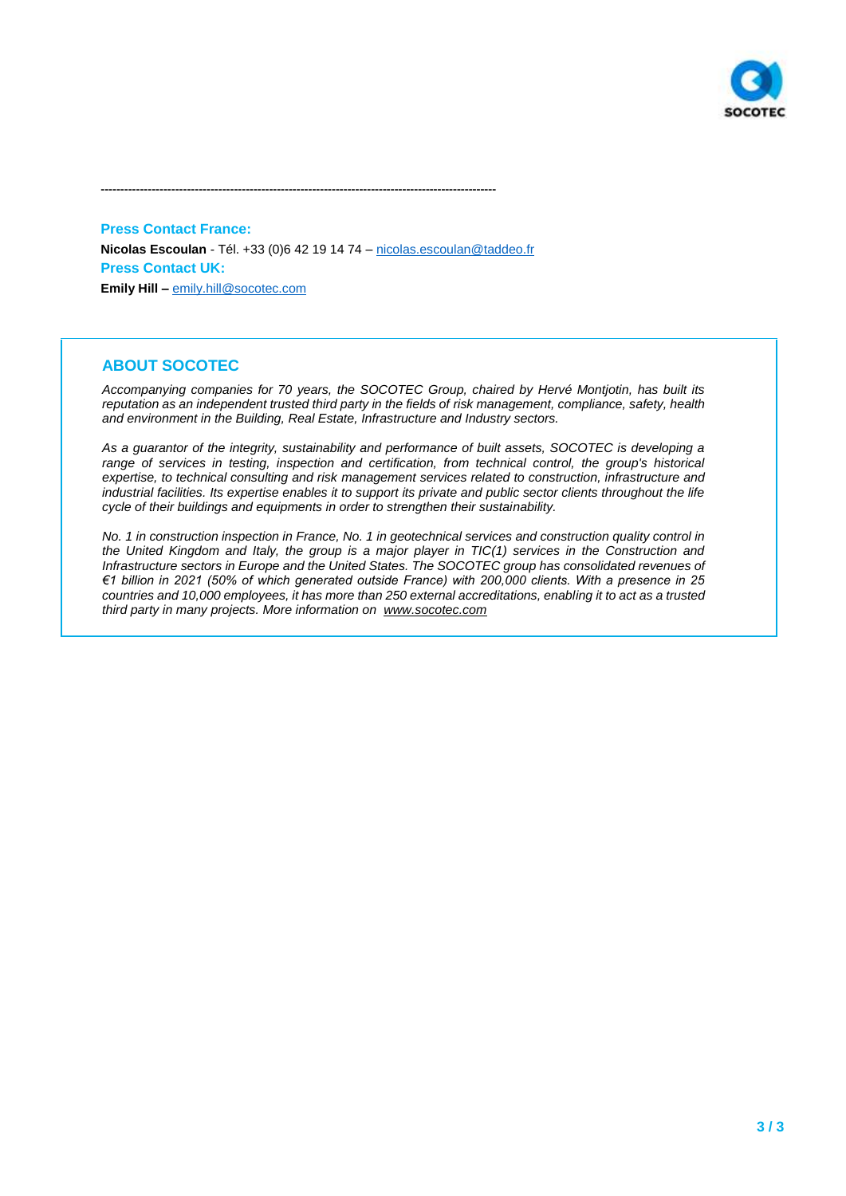---

**Press Contact France:**

**Nicolas Escoulan** - Tél. +33 (0)6 42 19 14 74 – nicolas.escoulan@taddeo.fr

**Press Contact UK:**

**Emily Hill –** emily.hill@socotec.com

## ABOUT SOCOTEC

*Accompanying companies for 70 years, the SOCOTEC Group, chaired by Hervé Montjotin, has built its reputation as an independent trusted third party in the fields of risk management, compliance, safety, health and environment in the Building, Real Estate, Infrastructure and Industry sectors.*

*As a guarantor of the integrity, sustainability and performance of built assets, SOCOTEC is developing a range of services in testing, inspection and certification, from technical control, the group's historical expertise, to technical consulting and risk management services related to construction, infrastructure and industrial facilities. Its expertise enables it to support its private and public sector clients throughout the life cycle of their buildings and equipments in order to strengthen their sustainability.*

*No. 1 in construction inspection in France, No. 1 in geotechnical services and construction quality control in the United Kingdom and Italy, the group is a major player in TIC(1) services in the Construction and Infrastructure sectors in Europe and the United States. The SOCOTEC group has consolidated revenues of €1 billion in 2021 (50% of which generated outside France) with 200,000 clients. With a presence in 25 countries and 10,000 employees, it has more than 250 external accreditations, enabling it to act as a trusted third party in many projects. More information on www.socotec.com*